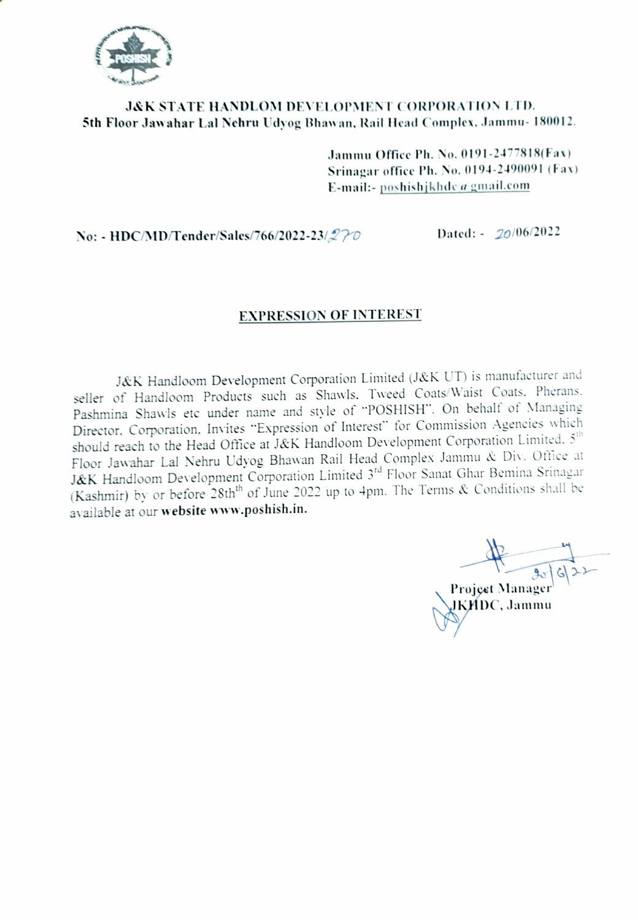**J&K STATE HANDLOM DEVELOPMENT CORPORATION LTD.**
**5th Floor Jawahar Lal Nehru Udyog Bhawan, Rail Head Complex, Jammu- 180012.**

**Jammu Office Ph. No. 0191-2477818(Fax)**
**Srinagar office Ph. No. 0194-2490091 (Fax)**
**E-mail:- poshishjkhdc@gmail.com**

**No: - HDC/MD/Tender/Sales/766/2022-23/270** **Dated: - 20/06/2022**

## EXPRESSION OF INTEREST

J&K Handloom Development Corporation Limited (J&K UT) is manufacturer and seller of Handloom Products such as Shawls, Tweed Coats/Waist Coats, Pherans, Pashmina Shawls etc under name and style of "POSHISH". On behalf of Managing Director, Corporation, Invites "Expression of Interest" for Commission Agencies which should reach to the Head Office at J&K Handloom Development Corporation Limited, 5th Floor Jawahar Lal Nehru Udyog Bhawan Rail Head Complex Jammu & Div. Office at J&K Handloom Development Corporation Limited 3rd Floor Sanat Ghar Bemina Srinagar (Kashmir) by or before 28thth of June 2022 up to 4pm. The Terms & Conditions shall be available at our **website www.poshish.in.**

20/6/22
**Project Manager**
**JKHDC, Jammu**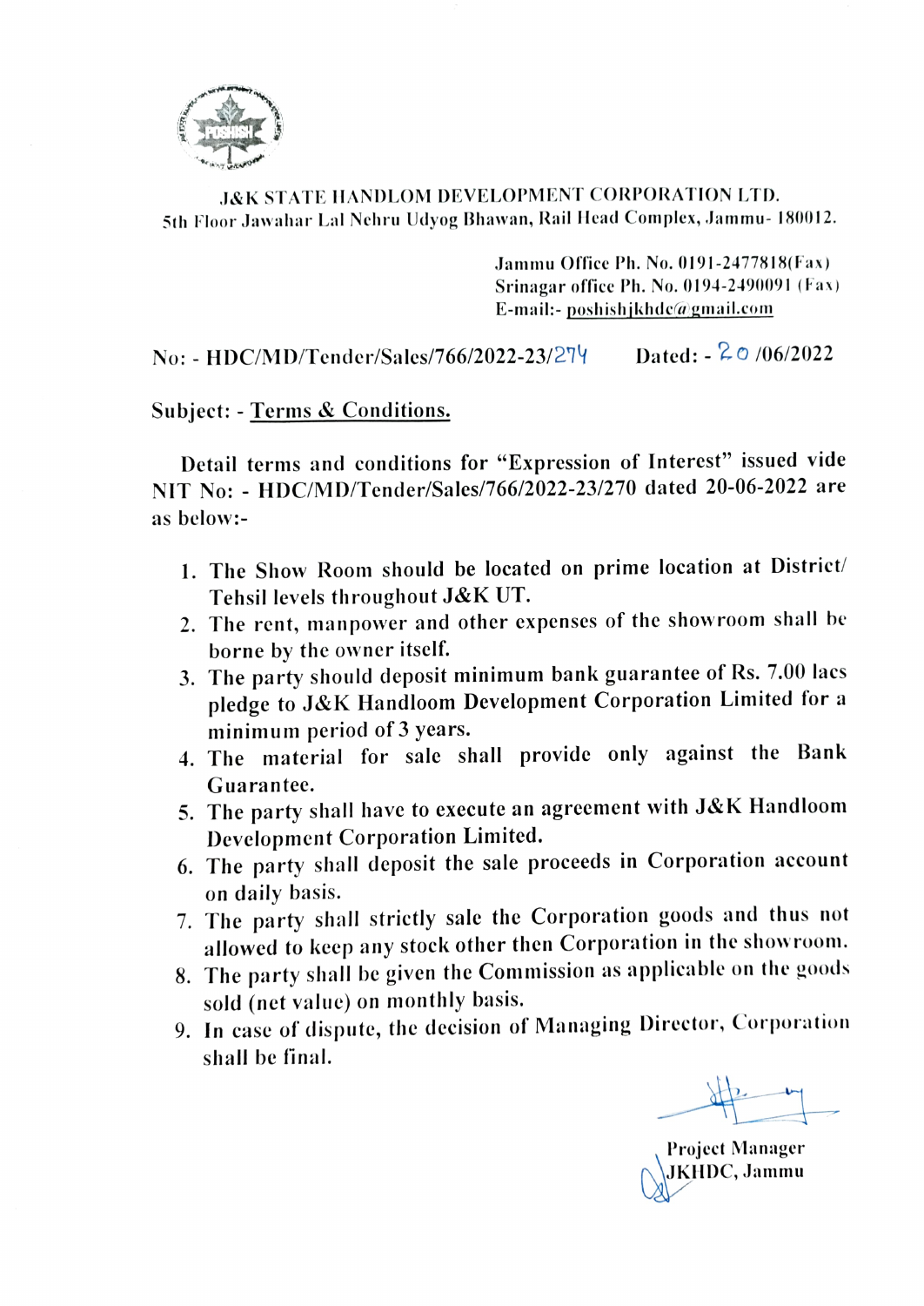J&K STATE HANDLOM DEVELOPMENT CORPORATION LTD.
5th Floor Jawahar Lal Nehru Udyog Bhawan, Rail Head Complex, Jammu- 180012.

Jammu Office Ph. No. 0191-2477818(Fax)
Srinagar office Ph. No. 0194-2490091 (Fax)
E-mail:- poshishjkhdc@gmail.com

No: - HDC/MD/Tender/Sales/766/2022-23/274 Dated: - 20 /06/2022

Subject: - Terms & Conditions.

Detail terms and conditions for "Expression of Interest" issued vide NIT No: - HDC/MD/Tender/Sales/766/2022-23/270 dated 20-06-2022 are as below:-

1. The Show Room should be located on prime location at District/ Tehsil levels throughout J&K UT.
2. The rent, manpower and other expenses of the showroom shall be borne by the owner itself.
3. The party should deposit minimum bank guarantee of Rs. 7.00 lacs pledge to J&K Handloom Development Corporation Limited for a minimum period of 3 years.
4. The material for sale shall provide only against the Bank Guarantee.
5. The party shall have to execute an agreement with J&K Handloom Development Corporation Limited.
6. The party shall deposit the sale proceeds in Corporation account on daily basis.
7. The party shall strictly sale the Corporation goods and thus not allowed to keep any stock other then Corporation in the showroom.
8. The party shall be given the Commission as applicable on the goods sold (net value) on monthly basis.
9. In case of dispute, the decision of Managing Director, Corporation shall be final.

Project Manager
JKHDC, Jammu